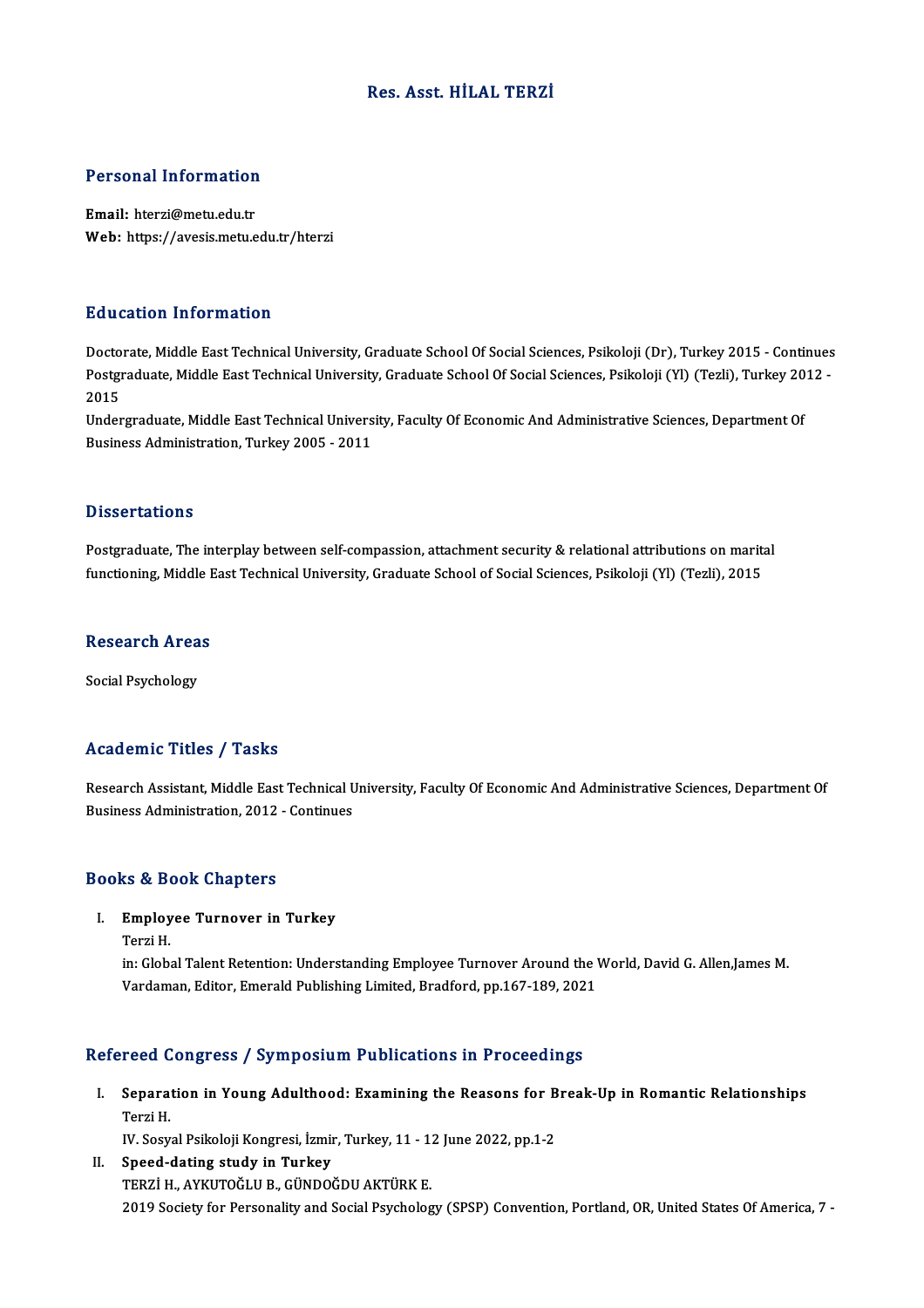# Res. Asst. HİLAL TERZİ

## Personal Information

**Email:** hterzi@metu.edu.tr
**Web:** https://avesis.metu.edu.tr/hterzi

## Education Information

Doctorate, Middle East Technical University, Graduate School Of Social Sciences, Psikoloji (Dr), Turkey 2015 - Continues
Postgraduate, Middle East Technical University, Graduate School Of Social Sciences, Psikoloji (Yl) (Tezli), Turkey 2012 - 2015
Undergraduate, Middle East Technical University, Faculty Of Economic And Administrative Sciences, Department Of Business Administration, Turkey 2005 - 2011

## Dissertations

Postgraduate, The interplay between self-compassion, attachment security & relational attributions on marital functioning, Middle East Technical University, Graduate School of Social Sciences, Psikoloji (Yl) (Tezli), 2015

## Research Areas

Social Psychology

## Academic Titles / Tasks

Research Assistant, Middle East Technical University, Faculty Of Economic And Administrative Sciences, Department Of Business Administration, 2012 - Continues

## Books & Book Chapters

I. **Employee Turnover in Turkey**
Terzi H.
in: Global Talent Retention: Understanding Employee Turnover Around the World, David G. Allen,James M. Vardaman, Editor, Emerald Publishing Limited, Bradford, pp.167-189, 2021

## Refereed Congress / Symposium Publications in Proceedings

I. **Separation in Young Adulthood: Examining the Reasons for Break-Up in Romantic Relationships**
Terzi H.
IV. Sosyal Psikoloji Kongresi, İzmir, Turkey, 11 - 12 June 2022, pp.1-2

II. **Speed-dating study in Turkey**
TERZİ H., AYKUTOĞLU B., GÜNDOĞDU AKTÜRK E.
2019 Society for Personality and Social Psychology (SPSP) Convention, Portland, OR, United States Of America, 7 -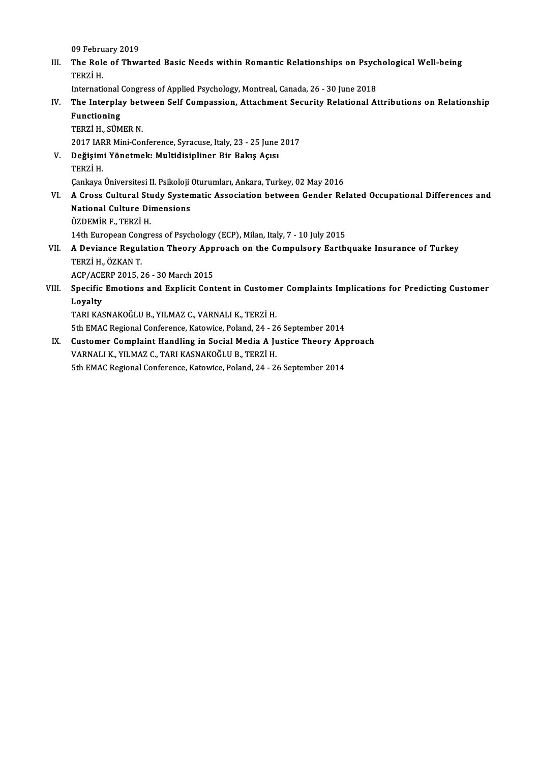09 February 2019

III. **The Role of Thwarted Basic Needs within Romantic Relationships on Psychological Well-being**
TERZİ H.
International Congress of Applied Psychology, Montreal, Canada, 26 - 30 June 2018

IV. **The Interplay between Self Compassion, Attachment Security Relational Attributions on Relationship Functioning**
TERZİ H., SÜMER N.
2017 IARR Mini-Conference, Syracuse, Italy, 23 - 25 June 2017

V. **Değişimi Yönetmek: Multidisipliner Bir Bakış Açısı**
TERZİ H.
Çankaya Üniversitesi II. Psikoloji Oturumları, Ankara, Turkey, 02 May 2016

VI. **A Cross Cultural Study Systematic Association between Gender Related Occupational Differences and National Culture Dimensions**
ÖZDEMİR F., TERZİ H.
14th European Congress of Psychology (ECP), Milan, Italy, 7 - 10 July 2015

VII. **A Deviance Regulation Theory Approach on the Compulsory Earthquake Insurance of Turkey**
TERZİ H., ÖZKAN T.
ACP/ACERP 2015, 26 - 30 March 2015

VIII. **Specific Emotions and Explicit Content in Customer Complaints Implications for Predicting Customer Loyalty**
TARI KASNAKOĞLU B., YILMAZ C., VARNALI K., TERZİ H.
5th EMAC Regional Conference, Katowice, Poland, 24 - 26 September 2014

IX. **Customer Complaint Handling in Social Media A Justice Theory Approach**
VARNALI K., YILMAZ C., TARI KASNAKOĞLU B., TERZİ H.
5th EMAC Regional Conference, Katowice, Poland, 24 - 26 September 2014